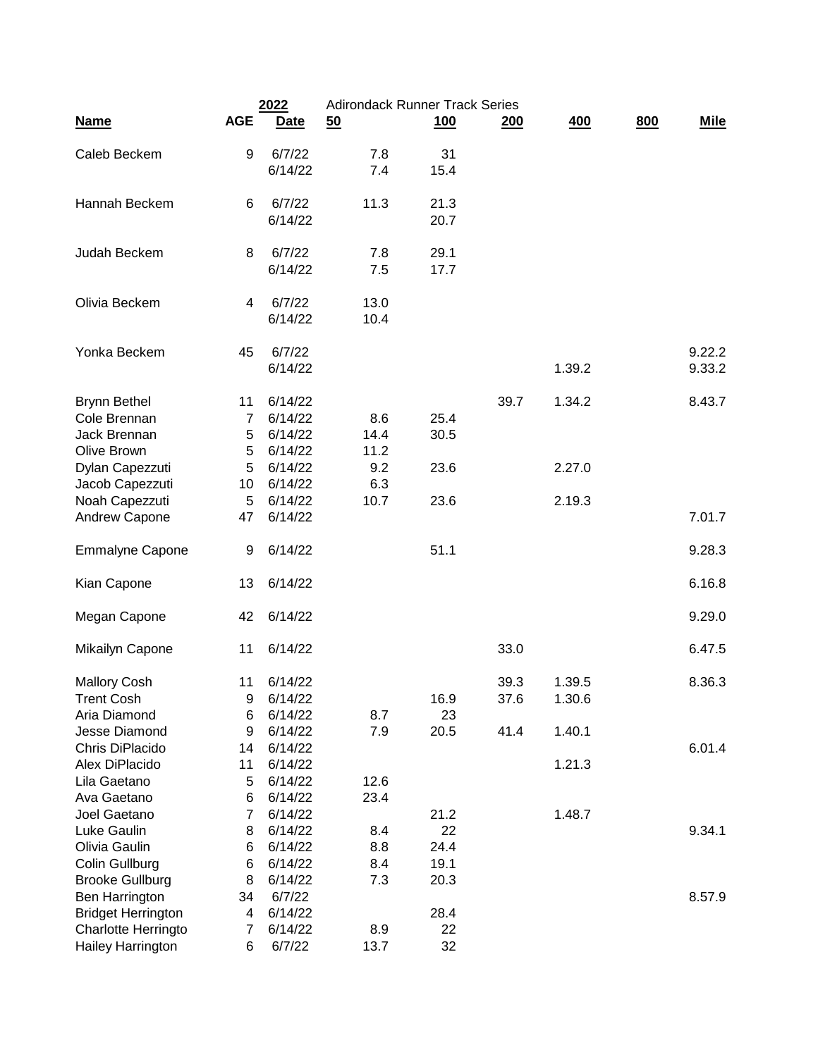2022 Adirondack Runner Track Series

| Name | AGE | Date | 50 | 100 | 200 | 400 | 800 | Mile |
|---|---|---|---|---|---|---|---|---|
| Caleb Beckem | 9 | 6/7/22 | 7.8 | 31 | | | | |
| | | 6/14/22 | 7.4 | 15.4 | | | | |
| Hannah Beckem | 6 | 6/7/22 | 11.3 | 21.3 | | | | |
| | | 6/14/22 | | 20.7 | | | | |
| Judah Beckem | 8 | 6/7/22 | 7.8 | 29.1 | | | | |
| | | 6/14/22 | 7.5 | 17.7 | | | | |
| Olivia Beckem | 4 | 6/7/22 | 13.0 | | | | | |
| | | 6/14/22 | 10.4 | | | | | |
| Yonka Beckem | 45 | 6/7/22 | | | | | | 9.22.2 |
| | | 6/14/22 | | | | 1.39.2 | | 9.33.2 |
| Brynn Bethel | 11 | 6/14/22 | | | 39.7 | 1.34.2 | | 8.43.7 |
| Cole Brennan | 7 | 6/14/22 | 8.6 | 25.4 | | | | |
| Jack Brennan | 5 | 6/14/22 | 14.4 | 30.5 | | | | |
| Olive Brown | 5 | 6/14/22 | 11.2 | | | | | |
| Dylan Capezzuti | 5 | 6/14/22 | 9.2 | 23.6 | | 2.27.0 | | |
| Jacob Capezzuti | 10 | 6/14/22 | 6.3 | | | | | |
| Noah Capezzuti | 5 | 6/14/22 | 10.7 | 23.6 | | 2.19.3 | | |
| Andrew Capone | 47 | 6/14/22 | | | | | | 7.01.7 |
| Emmalyne Capone | 9 | 6/14/22 | | 51.1 | | | | 9.28.3 |
| Kian Capone | 13 | 6/14/22 | | | | | | 6.16.8 |
| Megan Capone | 42 | 6/14/22 | | | | | | 9.29.0 |
| Mikailyn Capone | 11 | 6/14/22 | | | 33.0 | | | 6.47.5 |
| Mallory Cosh | 11 | 6/14/22 | | | 39.3 | 1.39.5 | | 8.36.3 |
| Trent Cosh | 9 | 6/14/22 | | 16.9 | 37.6 | 1.30.6 | | |
| Aria Diamond | 6 | 6/14/22 | 8.7 | 23 | | | | |
| Jesse Diamond | 9 | 6/14/22 | 7.9 | 20.5 | 41.4 | 1.40.1 | | |
| Chris DiPlacido | 14 | 6/14/22 | | | | | | 6.01.4 |
| Alex DiPlacido | 11 | 6/14/22 | | | | 1.21.3 | | |
| Lila Gaetano | 5 | 6/14/22 | 12.6 | | | | | |
| Ava Gaetano | 6 | 6/14/22 | 23.4 | | | | | |
| Joel Gaetano | 7 | 6/14/22 | | 21.2 | | 1.48.7 | | |
| Luke Gaulin | 8 | 6/14/22 | 8.4 | 22 | | | | 9.34.1 |
| Olivia Gaulin | 6 | 6/14/22 | 8.8 | 24.4 | | | | |
| Colin Gullburg | 6 | 6/14/22 | 8.4 | 19.1 | | | | |
| Brooke Gullburg | 8 | 6/14/22 | 7.3 | 20.3 | | | | |
| Ben Harrington | 34 | 6/7/22 | | | | | | 8.57.9 |
| Bridget Herrington | 4 | 6/14/22 | | 28.4 | | | | |
| Charlotte Herringto | 7 | 6/14/22 | 8.9 | 22 | | | | |
| Hailey Harrington | 6 | 6/7/22 | 13.7 | 32 | | | | |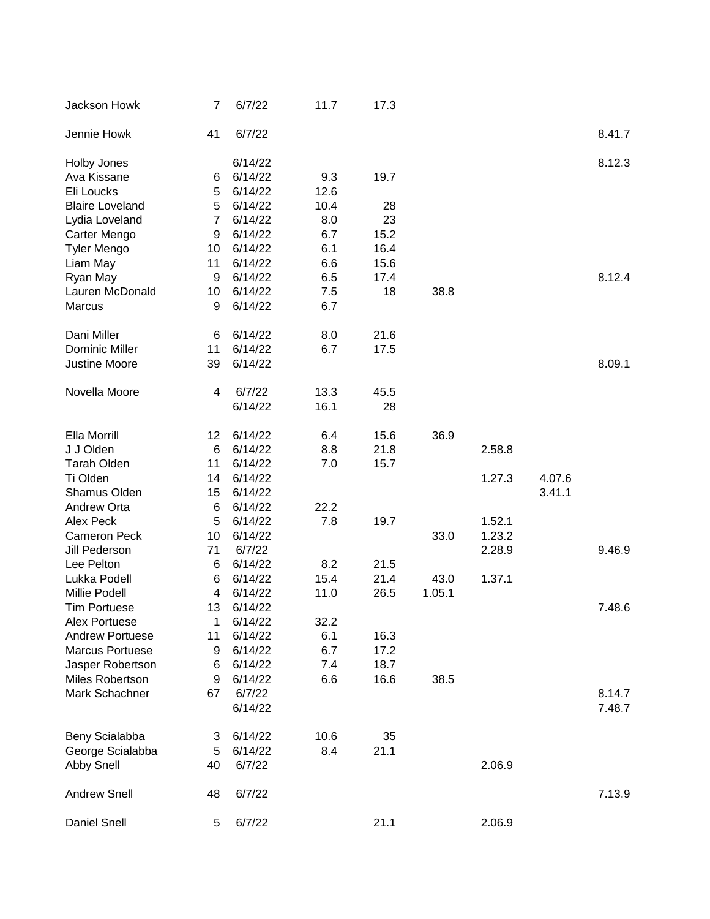| | | | | | | | | |
|---|---|---|---|---|---|---|---|---|
| Jackson Howk | 7 | 6/7/22 | 11.7 | 17.3 | | | | |
| Jennie Howk | 41 | 6/7/22 | | | | | | 8.41.7 |
| Holby Jones | | 6/14/22 | | | | | | 8.12.3 |
| Ava Kissane | 6 | 6/14/22 | 9.3 | 19.7 | | | | |
| Eli Loucks | 5 | 6/14/22 | 12.6 | | | | | |
| Blaire Loveland | 5 | 6/14/22 | 10.4 | 28 | | | | |
| Lydia Loveland | 7 | 6/14/22 | 8.0 | 23 | | | | |
| Carter Mengo | 9 | 6/14/22 | 6.7 | 15.2 | | | | |
| Tyler Mengo | 10 | 6/14/22 | 6.1 | 16.4 | | | | |
| Liam May | 11 | 6/14/22 | 6.6 | 15.6 | | | | |
| Ryan May | 9 | 6/14/22 | 6.5 | 17.4 | | | | 8.12.4 |
| Lauren McDonald | 10 | 6/14/22 | 7.5 | 18 | 38.8 | | | |
| Marcus | 9 | 6/14/22 | 6.7 | | | | | |
| Dani Miller | 6 | 6/14/22 | 8.0 | 21.6 | | | | |
| Dominic Miller | 11 | 6/14/22 | 6.7 | 17.5 | | | | |
| Justine Moore | 39 | 6/14/22 | | | | | | 8.09.1 |
| Novella Moore | 4 | 6/7/22 | 13.3 | 45.5 | | | | |
| | | 6/14/22 | 16.1 | 28 | | | | |
| Ella Morrill | 12 | 6/14/22 | 6.4 | 15.6 | 36.9 | | | |
| J J Olden | 6 | 6/14/22 | 8.8 | 21.8 | | 2.58.8 | | |
| Tarah Olden | 11 | 6/14/22 | 7.0 | 15.7 | | | | |
| Ti Olden | 14 | 6/14/22 | | | | 1.27.3 | 4.07.6 | |
| Shamus Olden | 15 | 6/14/22 | | | | | 3.41.1 | |
| Andrew Orta | 6 | 6/14/22 | 22.2 | | | | | |
| Alex Peck | 5 | 6/14/22 | 7.8 | 19.7 | | 1.52.1 | | |
| Cameron Peck | 10 | 6/14/22 | | | 33.0 | 1.23.2 | | |
| Jill Pederson | 71 | 6/7/22 | | | | 2.28.9 | | 9.46.9 |
| Lee Pelton | 6 | 6/14/22 | 8.2 | 21.5 | | | | |
| Lukka Podell | 6 | 6/14/22 | 15.4 | 21.4 | 43.0 | 1.37.1 | | |
| Millie Podell | 4 | 6/14/22 | 11.0 | 26.5 | 1.05.1 | | | |
| Tim Portuese | 13 | 6/14/22 | | | | | | 7.48.6 |
| Alex Portuese | 1 | 6/14/22 | 32.2 | | | | | |
| Andrew Portuese | 11 | 6/14/22 | 6.1 | 16.3 | | | | |
| Marcus Portuese | 9 | 6/14/22 | 6.7 | 17.2 | | | | |
| Jasper Robertson | 6 | 6/14/22 | 7.4 | 18.7 | | | | |
| Miles Robertson | 9 | 6/14/22 | 6.6 | 16.6 | 38.5 | | | |
| Mark Schachner | 67 | 6/7/22 | | | | | | 8.14.7 |
| | | 6/14/22 | | | | | | 7.48.7 |
| Beny Scialabba | 3 | 6/14/22 | 10.6 | 35 | | | | |
| George Scialabba | 5 | 6/14/22 | 8.4 | 21.1 | | | | |
| Abby Snell | 40 | 6/7/22 | | | | 2.06.9 | | |
| Andrew Snell | 48 | 6/7/22 | | | | | | 7.13.9 |
| Daniel Snell | 5 | 6/7/22 | | 21.1 | | 2.06.9 | | |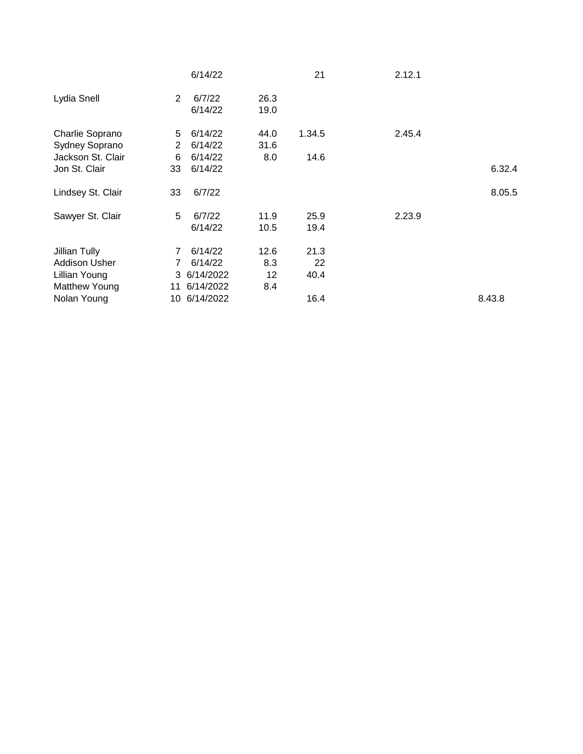| | | | | | | | |
|---|---|---|---|---|---|---|---|
| | | 6/14/22 | | 21 | 2.12.1 | | |
| Lydia Snell | 2 | 6/7/22 | 26.3 | | | | |
| | | 6/14/22 | 19.0 | | | | |
| Charlie Soprano | 5 | 6/14/22 | 44.0 | 1.34.5 | 2.45.4 | | |
| Sydney Soprano | 2 | 6/14/22 | 31.6 | | | | |
| Jackson St. Clair | 6 | 6/14/22 | 8.0 | 14.6 | | | |
| Jon St. Clair | 33 | 6/14/22 | | | | | 6.32.4 |
| Lindsey St. Clair | 33 | 6/7/22 | | | | | 8.05.5 |
| Sawyer St. Clair | 5 | 6/7/22 | 11.9 | 25.9 | 2.23.9 | | |
| | | 6/14/22 | 10.5 | 19.4 | | | |
| Jillian Tully | 7 | 6/14/22 | 12.6 | 21.3 | | | |
| Addison Usher | 7 | 6/14/22 | 8.3 | 22 | | | |
| Lillian Young | 3 | 6/14/2022 | 12 | 40.4 | | | |
| Matthew Young | 11 | 6/14/2022 | 8.4 | | | | |
| Nolan Young | 10 | 6/14/2022 | | 16.4 | | 8.43.8 | |